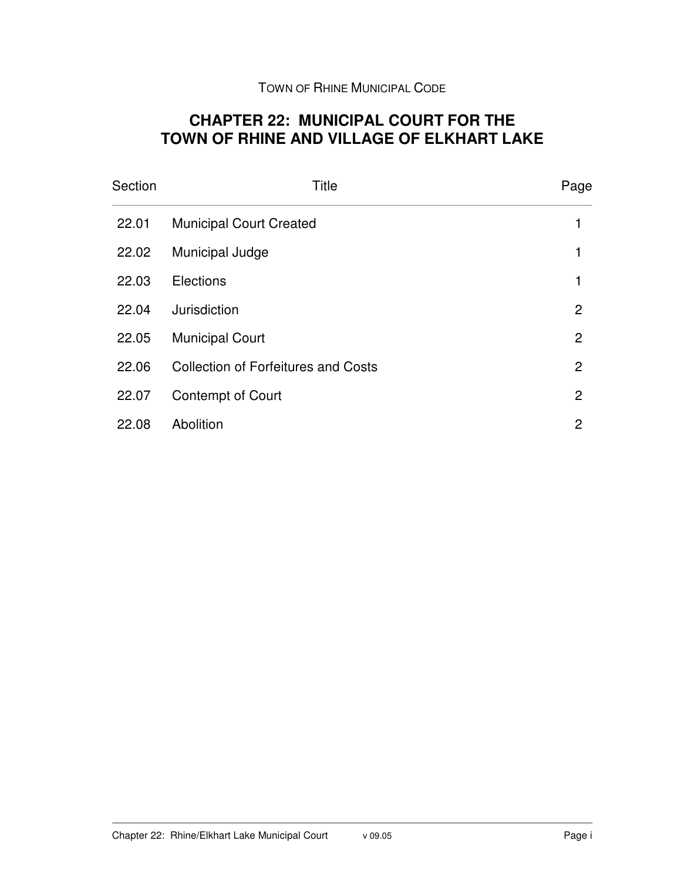TOWN OF RHINE MUNICIPAL CODE

# CHAPTER 22: MUNICIPAL COURT FOR THE TOWN OF RHINE AND VILLAGE OF ELKHART LAKE

| Section | Title | Page |
|---|---|---|
| 22.01 | Municipal Court Created | 1 |
| 22.02 | Municipal Judge | 1 |
| 22.03 | Elections | 1 |
| 22.04 | Jurisdiction | 2 |
| 22.05 | Municipal Court | 2 |
| 22.06 | Collection of Forfeitures and Costs | 2 |
| 22.07 | Contempt of Court | 2 |
| 22.08 | Abolition | 2 |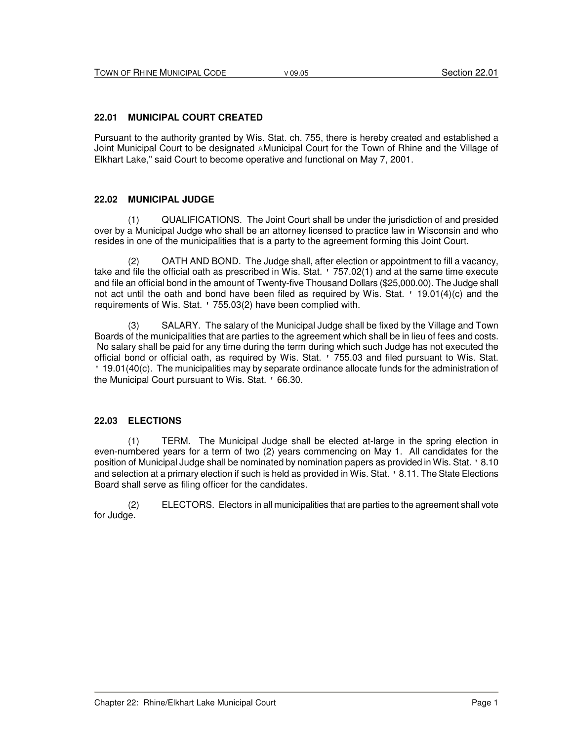## 22.01 MUNICIPAL COURT CREATED

Pursuant to the authority granted by Wis. Stat. ch. 755, there is hereby created and established a Joint Municipal Court to be designated AMunicipal Court for the Town of Rhine and the Village of Elkhart Lake," said Court to become operative and functional on May 7, 2001.

## 22.02 MUNICIPAL JUDGE

(1) QUALIFICATIONS. The Joint Court shall be under the jurisdiction of and presided over by a Municipal Judge who shall be an attorney licensed to practice law in Wisconsin and who resides in one of the municipalities that is a party to the agreement forming this Joint Court.

(2) OATH AND BOND. The Judge shall, after election or appointment to fill a vacancy, take and file the official oath as prescribed in Wis. Stat. ' 757.02(1) and at the same time execute and file an official bond in the amount of Twenty-five Thousand Dollars ($25,000.00). The Judge shall not act until the oath and bond have been filed as required by Wis. Stat. ' 19.01(4)(c) and the requirements of Wis. Stat. ' 755.03(2) have been complied with.

(3) SALARY. The salary of the Municipal Judge shall be fixed by the Village and Town Boards of the municipalities that are parties to the agreement which shall be in lieu of fees and costs. No salary shall be paid for any time during the term during which such Judge has not executed the official bond or official oath, as required by Wis. Stat. ' 755.03 and filed pursuant to Wis. Stat. ' 19.01(40(c). The municipalities may by separate ordinance allocate funds for the administration of the Municipal Court pursuant to Wis. Stat. ' 66.30.

## 22.03 ELECTIONS

(1) TERM. The Municipal Judge shall be elected at-large in the spring election in even-numbered years for a term of two (2) years commencing on May 1. All candidates for the position of Municipal Judge shall be nominated by nomination papers as provided in Wis. Stat. ' 8.10 and selection at a primary election if such is held as provided in Wis. Stat. ' 8.11. The State Elections Board shall serve as filing officer for the candidates.

(2) ELECTORS. Electors in all municipalities that are parties to the agreement shall vote for Judge.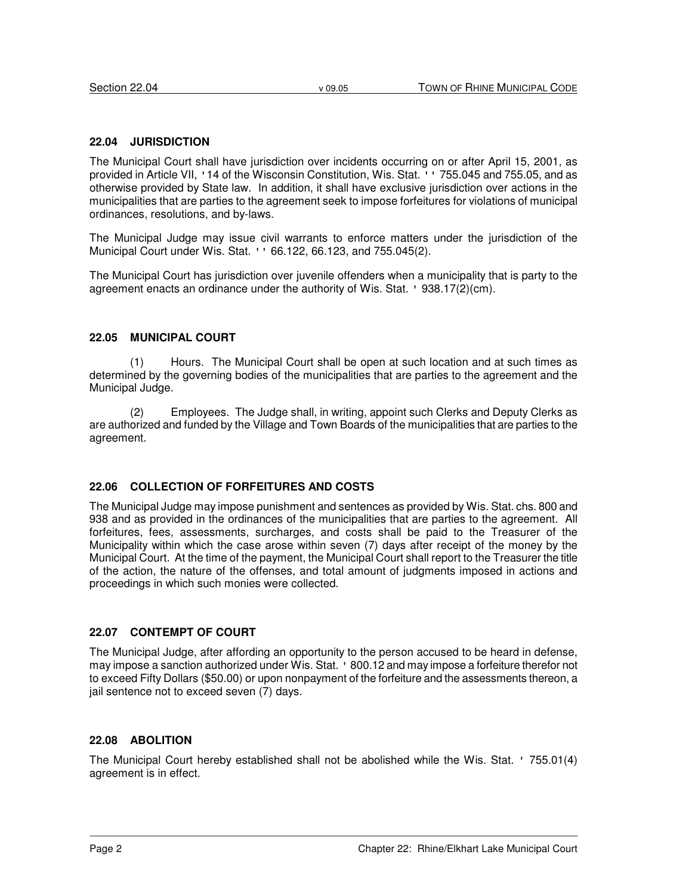## 22.04 JURISDICTION

The Municipal Court shall have jurisdiction over incidents occurring on or after April 15, 2001, as provided in Article VII, '14 of the Wisconsin Constitution, Wis. Stat. '' 755.045 and 755.05, and as otherwise provided by State law. In addition, it shall have exclusive jurisdiction over actions in the municipalities that are parties to the agreement seek to impose forfeitures for violations of municipal ordinances, resolutions, and by-laws.

The Municipal Judge may issue civil warrants to enforce matters under the jurisdiction of the Municipal Court under Wis. Stat. '' 66.122, 66.123, and 755.045(2).

The Municipal Court has jurisdiction over juvenile offenders when a municipality that is party to the agreement enacts an ordinance under the authority of Wis. Stat. ' 938.17(2)(cm).

## 22.05 MUNICIPAL COURT

(1) Hours. The Municipal Court shall be open at such location and at such times as determined by the governing bodies of the municipalities that are parties to the agreement and the Municipal Judge.

(2) Employees. The Judge shall, in writing, appoint such Clerks and Deputy Clerks as are authorized and funded by the Village and Town Boards of the municipalities that are parties to the agreement.

## 22.06 COLLECTION OF FORFEITURES AND COSTS

The Municipal Judge may impose punishment and sentences as provided by Wis. Stat. chs. 800 and 938 and as provided in the ordinances of the municipalities that are parties to the agreement. All forfeitures, fees, assessments, surcharges, and costs shall be paid to the Treasurer of the Municipality within which the case arose within seven (7) days after receipt of the money by the Municipal Court. At the time of the payment, the Municipal Court shall report to the Treasurer the title of the action, the nature of the offenses, and total amount of judgments imposed in actions and proceedings in which such monies were collected.

## 22.07 CONTEMPT OF COURT

The Municipal Judge, after affording an opportunity to the person accused to be heard in defense, may impose a sanction authorized under Wis. Stat. ' 800.12 and may impose a forfeiture therefor not to exceed Fifty Dollars ($50.00) or upon nonpayment of the forfeiture and the assessments thereon, a jail sentence not to exceed seven (7) days.

## 22.08 ABOLITION

The Municipal Court hereby established shall not be abolished while the Wis. Stat. ' 755.01(4) agreement is in effect.